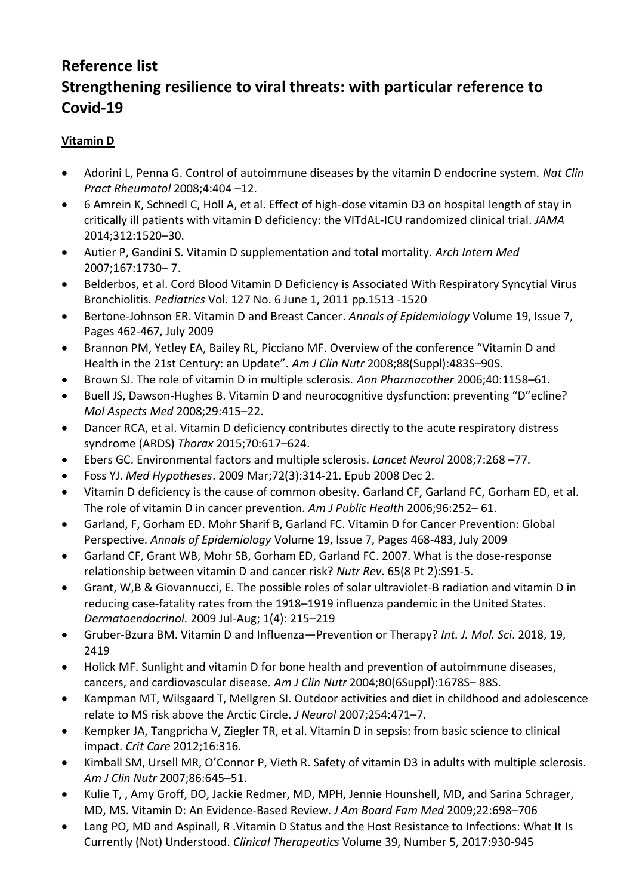# Reference list

# Strengthening resilience to viral threats: with particular reference to Covid-19

**Vitamin D**

- Adorini L, Penna G. Control of autoimmune diseases by the vitamin D endocrine system. *Nat Clin Pract Rheumatol* 2008;4:404 –12.
- 6 Amrein K, Schnedl C, Holl A, et al. Effect of high-dose vitamin D3 on hospital length of stay in critically ill patients with vitamin D deficiency: the VITdAL-ICU randomized clinical trial. *JAMA* 2014;312:1520–30.
- Autier P, Gandini S. Vitamin D supplementation and total mortality. *Arch Intern Med* 2007;167:1730– 7.
- Belderbos, et al. Cord Blood Vitamin D Deficiency is Associated With Respiratory Syncytial Virus Bronchiolitis. *Pediatrics* Vol. 127 No. 6 June 1, 2011 pp.1513 -1520
- Bertone-Johnson ER. Vitamin D and Breast Cancer. *Annals of Epidemiology* Volume 19, Issue 7, Pages 462-467, July 2009
- Brannon PM, Yetley EA, Bailey RL, Picciano MF. Overview of the conference "Vitamin D and Health in the 21st Century: an Update". *Am J Clin Nutr* 2008;88(Suppl):483S–90S.
- Brown SJ. The role of vitamin D in multiple sclerosis. *Ann Pharmacother* 2006;40:1158–61.
- Buell JS, Dawson-Hughes B. Vitamin D and neurocognitive dysfunction: preventing "D"ecline? *Mol Aspects Med* 2008;29:415–22.
- Dancer RCA, et al. Vitamin D deficiency contributes directly to the acute respiratory distress syndrome (ARDS) *Thorax* 2015;70:617–624.
- Ebers GC. Environmental factors and multiple sclerosis. *Lancet Neurol* 2008;7:268 –77.
- Foss YJ. *Med Hypotheses*. 2009 Mar;72(3):314-21. Epub 2008 Dec 2.
- Vitamin D deficiency is the cause of common obesity. Garland CF, Garland FC, Gorham ED, et al. The role of vitamin D in cancer prevention. *Am J Public Health* 2006;96:252– 61.
- Garland, F, Gorham ED. Mohr Sharif B, Garland FC. Vitamin D for Cancer Prevention: Global Perspective. *Annals of Epidemiology* Volume 19, Issue 7, Pages 468-483, July 2009
- Garland CF, Grant WB, Mohr SB, Gorham ED, Garland FC. 2007. What is the dose-response relationship between vitamin D and cancer risk? *Nutr Rev*. 65(8 Pt 2):S91-5.
- Grant, W,B & Giovannucci, E. The possible roles of solar ultraviolet-B radiation and vitamin D in reducing case-fatality rates from the 1918–1919 influenza pandemic in the United States. *Dermatoendocrinol.* 2009 Jul-Aug; 1(4): 215–219
- Gruber-Bzura BM. Vitamin D and Influenza—Prevention or Therapy? *Int. J. Mol. Sci*. 2018, 19, 2419
- Holick MF. Sunlight and vitamin D for bone health and prevention of autoimmune diseases, cancers, and cardiovascular disease. *Am J Clin Nutr* 2004;80(6Suppl):1678S– 88S.
- Kampman MT, Wilsgaard T, Mellgren SI. Outdoor activities and diet in childhood and adolescence relate to MS risk above the Arctic Circle. *J Neurol* 2007;254:471–7.
- Kempker JA, Tangpricha V, Ziegler TR, et al. Vitamin D in sepsis: from basic science to clinical impact. *Crit Care* 2012;16:316.
- Kimball SM, Ursell MR, O'Connor P, Vieth R. Safety of vitamin D3 in adults with multiple sclerosis. *Am J Clin Nutr* 2007;86:645–51.
- Kulie T, , Amy Groff, DO, Jackie Redmer, MD, MPH, Jennie Hounshell, MD, and Sarina Schrager, MD, MS. Vitamin D: An Evidence-Based Review. *J Am Board Fam Med* 2009;22:698–706
- Lang PO, MD and Aspinall, R .Vitamin D Status and the Host Resistance to Infections: What It Is Currently (Not) Understood. *Clinical Therapeutics* Volume 39, Number 5, 2017:930-945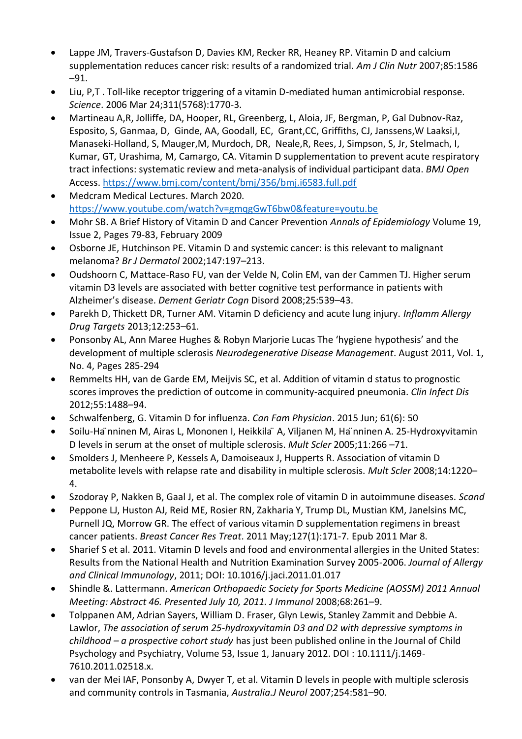- Lappe JM, Travers-Gustafson D, Davies KM, Recker RR, Heaney RP. Vitamin D and calcium supplementation reduces cancer risk: results of a randomized trial. *Am J Clin Nutr* 2007;85:1586 –91.
- Liu, P,T . Toll-like receptor triggering of a vitamin D-mediated human antimicrobial response. *Science*. 2006 Mar 24;311(5768):1770-3.
- Martineau A,R, Jolliffe, DA, Hooper, RL, Greenberg, L, Aloia, JF, Bergman, P, Gal Dubnov-Raz, Esposito, S, Ganmaa, D, Ginde, AA, Goodall, EC, Grant,CC, Griffiths, CJ, Janssens,W Laaksi,I, Manaseki-Holland, S, Mauger,M, Murdoch, DR, Neale,R, Rees, J, Simpson, S, Jr, Stelmach, I, Kumar, GT, Urashima, M, Camargo, CA. Vitamin D supplementation to prevent acute respiratory tract infections: systematic review and meta-analysis of individual participant data. *BMJ Open* Access. https://www.bmj.com/content/bmj/356/bmj.i6583.full.pdf
- Medcram Medical Lectures. March 2020. https://www.youtube.com/watch?v=gmqgGwT6bw0&feature=youtu.be
- Mohr SB. A Brief History of Vitamin D and Cancer Prevention *Annals of Epidemiology* Volume 19, Issue 2, Pages 79-83, February 2009
- Osborne JE, Hutchinson PE. Vitamin D and systemic cancer: is this relevant to malignant melanoma? *Br J Dermatol* 2002;147:197–213.
- Oudshoorn C, Mattace-Raso FU, van der Velde N, Colin EM, van der Cammen TJ. Higher serum vitamin D3 levels are associated with better cognitive test performance in patients with Alzheimer's disease. *Dement Geriatr Cogn* Disord 2008;25:539–43.
- Parekh D, Thickett DR, Turner AM. Vitamin D deficiency and acute lung injury. *Inflamm Allergy Drug Targets* 2013;12:253–61.
- Ponsonby AL, Ann Maree Hughes & Robyn Marjorie Lucas The 'hygiene hypothesis' and the development of multiple sclerosis *Neurodegenerative Disease Management*. August 2011, Vol. 1, No. 4, Pages 285-294
- Remmelts HH, van de Garde EM, Meijvis SC, et al. Addition of vitamin d status to prognostic scores improves the prediction of outcome in community-acquired pneumonia. *Clin Infect Dis* 2012;55:1488–94.
- Schwalfenberg, G. Vitamin D for influenza. *Can Fam Physician*. 2015 Jun; 61(6): 50
- Soilu-Hänninen M, Airas L, Mononen I, Heikkilä A, Viljanen M, Hänninen A. 25-Hydroxyvitamin D levels in serum at the onset of multiple sclerosis. *Mult Scler* 2005;11:266 –71.
- Smolders J, Menheere P, Kessels A, Damoiseaux J, Hupperts R. Association of vitamin D metabolite levels with relapse rate and disability in multiple sclerosis. *Mult Scler* 2008;14:1220–4.
- Szodoray P, Nakken B, Gaal J, et al. The complex role of vitamin D in autoimmune diseases. *Scand*
- Peppone LJ, Huston AJ, Reid ME, Rosier RN, Zakharia Y, Trump DL, Mustian KM, Janelsins MC, Purnell JQ, Morrow GR. The effect of various vitamin D supplementation regimens in breast cancer patients. *Breast Cancer Res Treat*. 2011 May;127(1):171-7. Epub 2011 Mar 8.
- Sharief S et al. 2011. Vitamin D levels and food and environmental allergies in the United States: Results from the National Health and Nutrition Examination Survey 2005-2006. *Journal of Allergy and Clinical Immunology*, 2011; DOI: 10.1016/j.jaci.2011.01.017
- Shindle &. Lattermann. *American Orthopaedic Society for Sports Medicine (AOSSM) 2011 Annual Meeting: Abstract 46. Presented July 10, 2011. J Immunol* 2008;68:261–9.
- Tolppanen AM, Adrian Sayers, William D. Fraser, Glyn Lewis, Stanley Zammit and Debbie A. Lawlor, *The association of serum 25-hydroxyvitamin D3 and D2 with depressive symptoms in childhood – a prospective cohort study* has just been published online in the Journal of Child Psychology and Psychiatry, Volume 53, Issue 1, January 2012. DOI : 10.1111/j.1469-7610.2011.02518.x.
- van der Mei IAF, Ponsonby A, Dwyer T, et al. Vitamin D levels in people with multiple sclerosis and community controls in Tasmania, *Australia.J Neurol* 2007;254:581–90.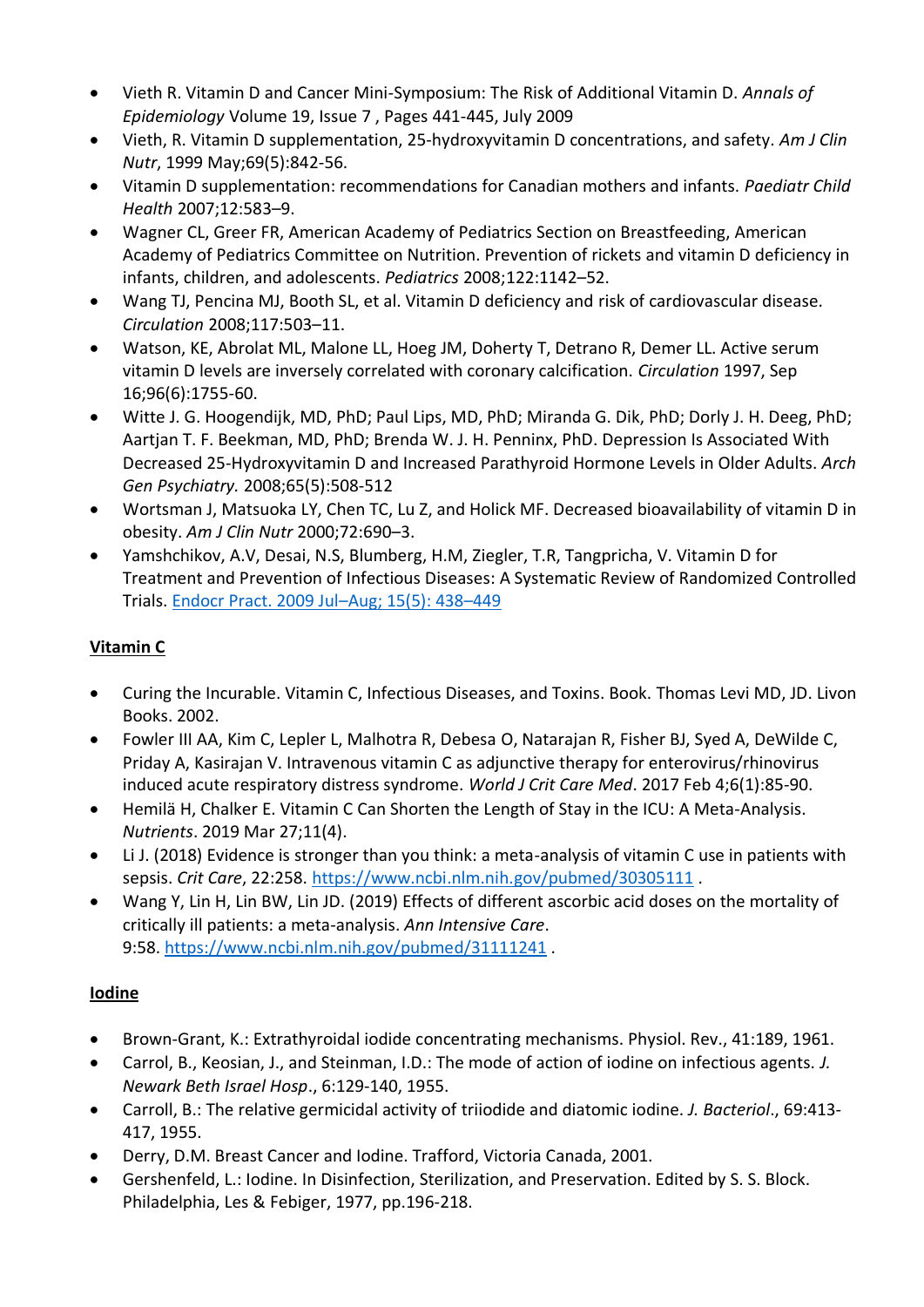- Vieth R. Vitamin D and Cancer Mini-Symposium: The Risk of Additional Vitamin D. *Annals of Epidemiology* Volume 19, Issue 7 , Pages 441-445, July 2009
- Vieth, R. Vitamin D supplementation, 25-hydroxyvitamin D concentrations, and safety. *Am J Clin Nutr*, 1999 May;69(5):842-56.
- Vitamin D supplementation: recommendations for Canadian mothers and infants. *Paediatr Child Health* 2007;12:583–9.
- Wagner CL, Greer FR, American Academy of Pediatrics Section on Breastfeeding, American Academy of Pediatrics Committee on Nutrition. Prevention of rickets and vitamin D deficiency in infants, children, and adolescents. *Pediatrics* 2008;122:1142–52.
- Wang TJ, Pencina MJ, Booth SL, et al. Vitamin D deficiency and risk of cardiovascular disease. *Circulation* 2008;117:503–11.
- Watson, KE, Abrolat ML, Malone LL, Hoeg JM, Doherty T, Detrano R, Demer LL. Active serum vitamin D levels are inversely correlated with coronary calcification. *Circulation* 1997, Sep 16;96(6):1755-60.
- Witte J. G. Hoogendijk, MD, PhD; Paul Lips, MD, PhD; Miranda G. Dik, PhD; Dorly J. H. Deeg, PhD; Aartjan T. F. Beekman, MD, PhD; Brenda W. J. H. Penninx, PhD. Depression Is Associated With Decreased 25-Hydroxyvitamin D and Increased Parathyroid Hormone Levels in Older Adults. *Arch Gen Psychiatry.* 2008;65(5):508-512
- Wortsman J, Matsuoka LY, Chen TC, Lu Z, and Holick MF. Decreased bioavailability of vitamin D in obesity. *Am J Clin Nutr* 2000;72:690–3.
- Yamshchikov, A.V, Desai, N.S, Blumberg, H.M, Ziegler, T.R, Tangpricha, V. Vitamin D for Treatment and Prevention of Infectious Diseases: A Systematic Review of Randomized Controlled Trials. Endocr Pract. 2009 Jul–Aug; 15(5): 438–449

**Vitamin C**

- Curing the Incurable. Vitamin C, Infectious Diseases, and Toxins. Book. Thomas Levi MD, JD. Livon Books. 2002.
- Fowler III AA, Kim C, Lepler L, Malhotra R, Debesa O, Natarajan R, Fisher BJ, Syed A, DeWilde C, Priday A, Kasirajan V. Intravenous vitamin C as adjunctive therapy for enterovirus/rhinovirus induced acute respiratory distress syndrome. *World J Crit Care Med*. 2017 Feb 4;6(1):85-90.
- Hemilä H, Chalker E. Vitamin C Can Shorten the Length of Stay in the ICU: A Meta-Analysis. *Nutrients*. 2019 Mar 27;11(4).
- Li J. (2018) Evidence is stronger than you think: a meta-analysis of vitamin C use in patients with sepsis. *Crit Care*, 22:258. https://www.ncbi.nlm.nih.gov/pubmed/30305111 .
- Wang Y, Lin H, Lin BW, Lin JD. (2019) Effects of different ascorbic acid doses on the mortality of critically ill patients: a meta-analysis. *Ann Intensive Care*. 9:58. https://www.ncbi.nlm.nih.gov/pubmed/31111241 .

**Iodine**

- Brown-Grant, K.: Extrathyroidal iodide concentrating mechanisms. Physiol. Rev., 41:189, 1961.
- Carrol, B., Keosian, J., and Steinman, I.D.: The mode of action of iodine on infectious agents. *J. Newark Beth Israel Hosp*., 6:129-140, 1955.
- Carroll, B.: The relative germicidal activity of triiodide and diatomic iodine. *J. Bacteriol*., 69:413-417, 1955.
- Derry, D.M. Breast Cancer and Iodine. Trafford, Victoria Canada, 2001.
- Gershenfeld, L.: Iodine. In Disinfection, Sterilization, and Preservation. Edited by S. S. Block. Philadelphia, Les & Febiger, 1977, pp.196-218.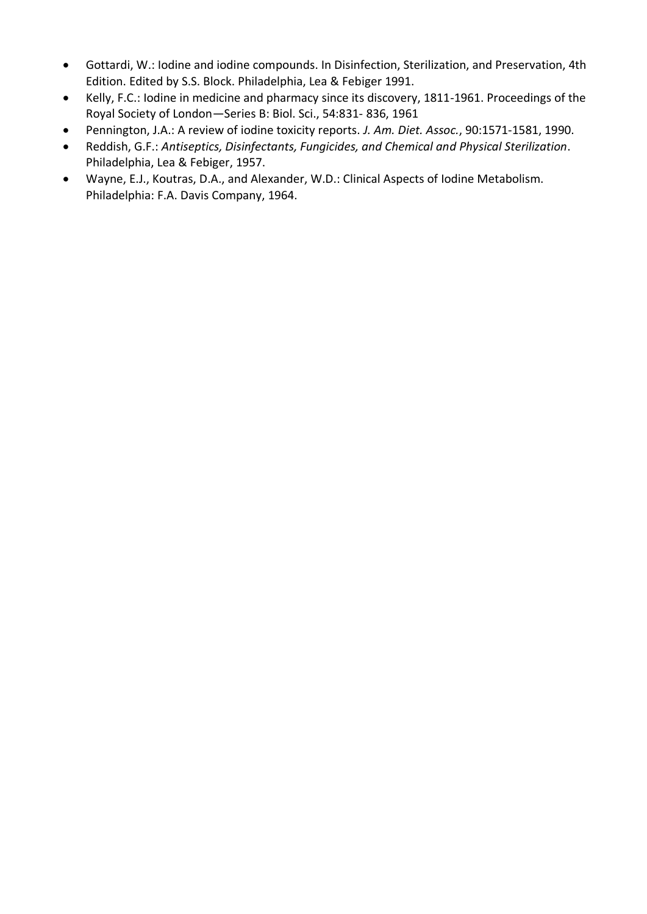- Gottardi, W.: Iodine and iodine compounds. In Disinfection, Sterilization, and Preservation, 4th Edition. Edited by S.S. Block. Philadelphia, Lea & Febiger 1991.
- Kelly, F.C.: Iodine in medicine and pharmacy since its discovery, 1811-1961. Proceedings of the Royal Society of London—Series B: Biol. Sci., 54:831- 836, 1961
- Pennington, J.A.: A review of iodine toxicity reports. *J. Am. Diet. Assoc.*, 90:1571-1581, 1990.
- Reddish, G.F.: *Antiseptics, Disinfectants, Fungicides, and Chemical and Physical Sterilization*. Philadelphia, Lea & Febiger, 1957.
- Wayne, E.J., Koutras, D.A., and Alexander, W.D.: Clinical Aspects of Iodine Metabolism. Philadelphia: F.A. Davis Company, 1964.